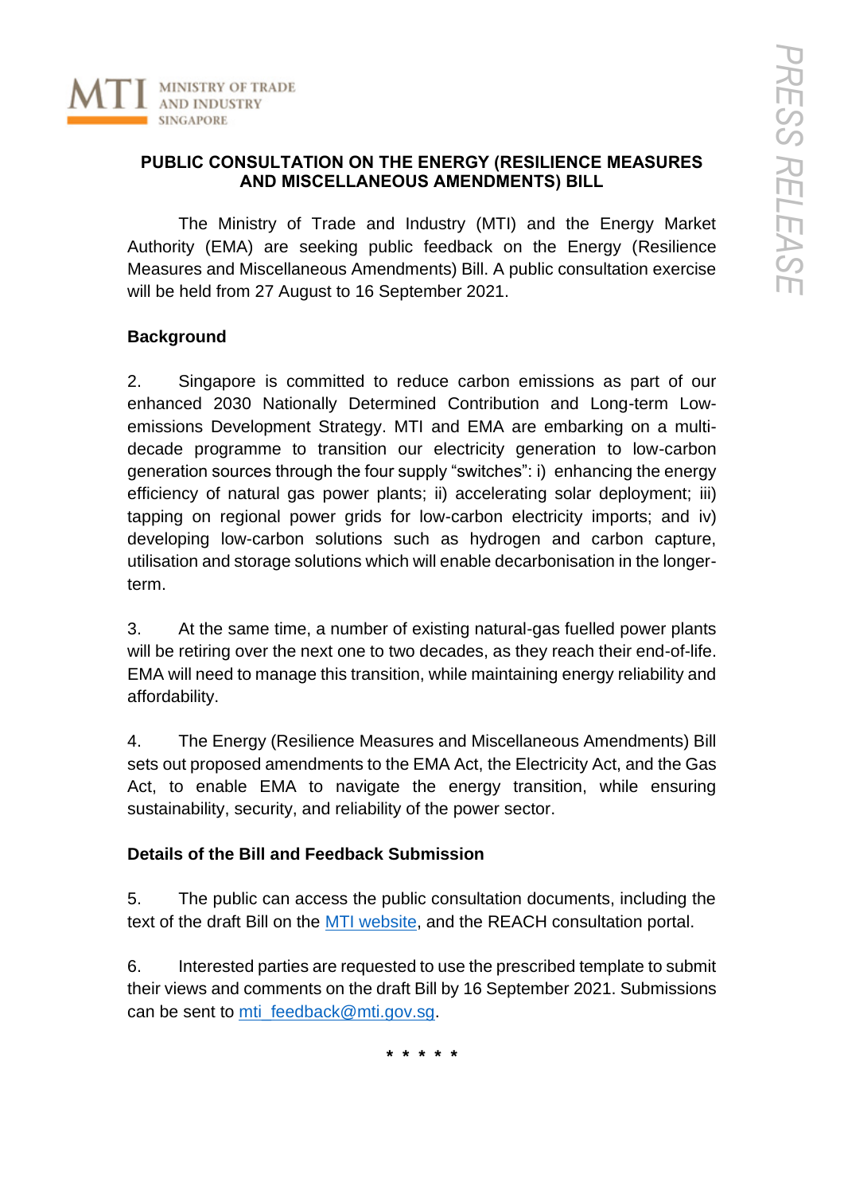MINISTRY OF TRADE AND INDUSTRY SINGAPORE

PRESS RELEASE

# PUBLIC CONSULTATION ON THE ENERGY (RESILIENCE MEASURES AND MISCELLANEOUS AMENDMENTS) BILL

The Ministry of Trade and Industry (MTI) and the Energy Market Authority (EMA) are seeking public feedback on the Energy (Resilience Measures and Miscellaneous Amendments) Bill. A public consultation exercise will be held from 27 August to 16 September 2021.

## Background

2. Singapore is committed to reduce carbon emissions as part of our enhanced 2030 Nationally Determined Contribution and Long-term Low-emissions Development Strategy. MTI and EMA are embarking on a multi-decade programme to transition our electricity generation to low-carbon generation sources through the four supply "switches": i) enhancing the energy efficiency of natural gas power plants; ii) accelerating solar deployment; iii) tapping on regional power grids for low-carbon electricity imports; and iv) developing low-carbon solutions such as hydrogen and carbon capture, utilisation and storage solutions which will enable decarbonisation in the longer-term.

3. At the same time, a number of existing natural-gas fuelled power plants will be retiring over the next one to two decades, as they reach their end-of-life. EMA will need to manage this transition, while maintaining energy reliability and affordability.

4. The Energy (Resilience Measures and Miscellaneous Amendments) Bill sets out proposed amendments to the EMA Act, the Electricity Act, and the Gas Act, to enable EMA to navigate the energy transition, while ensuring sustainability, security, and reliability of the power sector.

## Details of the Bill and Feedback Submission

5. The public can access the public consultation documents, including the text of the draft Bill on the MTI website, and the REACH consultation portal.

6. Interested parties are requested to use the prescribed template to submit their views and comments on the draft Bill by 16 September 2021. Submissions can be sent to mti_feedback@mti.gov.sg.

\* \* \* \* \*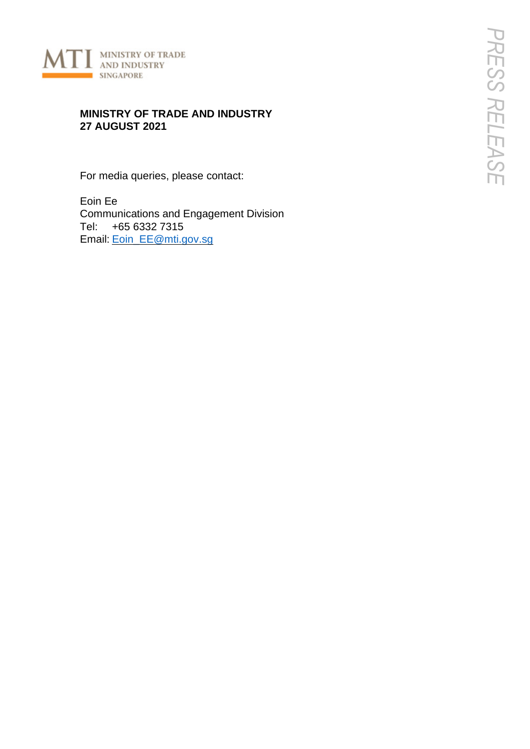**MINISTRY OF TRADE AND INDUSTRY**
**27 AUGUST 2021**

For media queries, please contact:

Eoin Ee
Communications and Engagement Division
Tel: +65 6332 7315
Email: Eoin_EE@mti.gov.sg